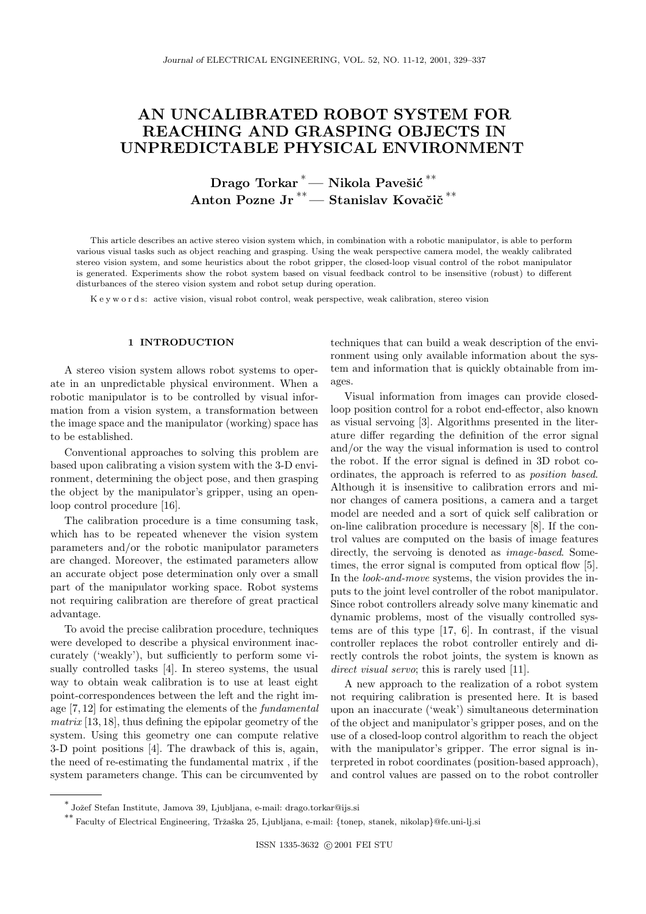// AN UNCALIBRATED ROBOT SYSTEM FOR REACHING AND GRASPING OBJECTS IN UNPREDICTABLE PHYSICAL ENVIRONMENT

**Drago Torkar** [*] — **Nikola Pavešić** [**]
**Anton Pozne Jr** [**] — **Stanislav Kovačič** [**]

This article describes an active stereo vision system which, in combination with a robotic manipulator, is able to perform various visual tasks such as object reaching and grasping. Using the weak perspective camera model, the weakly calibrated stereo vision system, and some heuristics about the robot gripper, the closed-loop visual control of the robot manipulator is generated. Experiments show the robot system based on visual feedback control to be insensitive (robust) to different disturbances of the stereo vision system and robot setup during operation.

K e y w o r d s: active vision, visual robot control, weak perspective, weak calibration, stereo vision

## 1 INTRODUCTION

A stereo vision system allows robot systems to operate in an unpredictable physical environment. When a robotic manipulator is to be controlled by visual information from a vision system, a transformation between the image space and the manipulator (working) space has to be established.

Conventional approaches to solving this problem are based upon calibrating a vision system with the 3-D environment, determining the object pose, and then grasping the object by the manipulator's gripper, using an open-loop control procedure [16].

The calibration procedure is a time consuming task, which has to be repeated whenever the vision system parameters and/or the robotic manipulator parameters are changed. Moreover, the estimated parameters allow an accurate object pose determination only over a small part of the manipulator working space. Robot systems not requiring calibration are therefore of great practical advantage.

To avoid the precise calibration procedure, techniques were developed to describe a physical environment inaccurately ('weakly'), but sufficiently to perform some visually controlled tasks [4]. In stereo systems, the usual way to obtain weak calibration is to use at least eight point-correspondences between the left and the right image [7, 12] for estimating the elements of the *fundamental matrix* [13, 18], thus defining the epipolar geometry of the system. Using this geometry one can compute relative 3-D point positions [4]. The drawback of this is, again, the need of re-estimating the fundamental matrix , if the system parameters change. This can be circumvented by techniques that can build a weak description of the environment using only available information about the system and information that is quickly obtainable from images.

Visual information from images can provide closed-loop position control for a robot end-effector, also known as visual servoing [3]. Algorithms presented in the literature differ regarding the definition of the error signal and/or the way the visual information is used to control the robot. If the error signal is defined in 3D robot coordinates, the approach is referred to as *position based*. Although it is insensitive to calibration errors and minor changes of camera positions, a camera and a target model are needed and a sort of quick self calibration or on-line calibration procedure is necessary [8]. If the control values are computed on the basis of image features directly, the servoing is denoted as *image-based*. Sometimes, the error signal is computed from optical flow [5]. In the *look-and-move* systems, the vision provides the inputs to the joint level controller of the robot manipulator. Since robot controllers already solve many kinematic and dynamic problems, most of the visually controlled systems are of this type [17, 6]. In contrast, if the visual controller replaces the robot controller entirely and directly controls the robot joints, the system is known as *direct visual servo*; this is rarely used [11].

A new approach to the realization of a robot system not requiring calibration is presented here. It is based upon an inaccurate ('weak') simultaneous determination of the object and manipulator's gripper poses, and on the use of a closed-loop control algorithm to reach the object with the manipulator's gripper. The error signal is interpreted in robot coordinates (position-based approach), and control values are passed on to the robot controller

---

[*] Jožef Stefan Institute, Jamova 39, Ljubljana, e-mail: drago.torkar@ijs.si

[**] Faculty of Electrical Engineering, Tržaška 25, Ljubljana, e-mail: {tonep, stanek, nikolap}@fe.uni-lj.si

ISSN 1335-3632 © 2001 FEI STU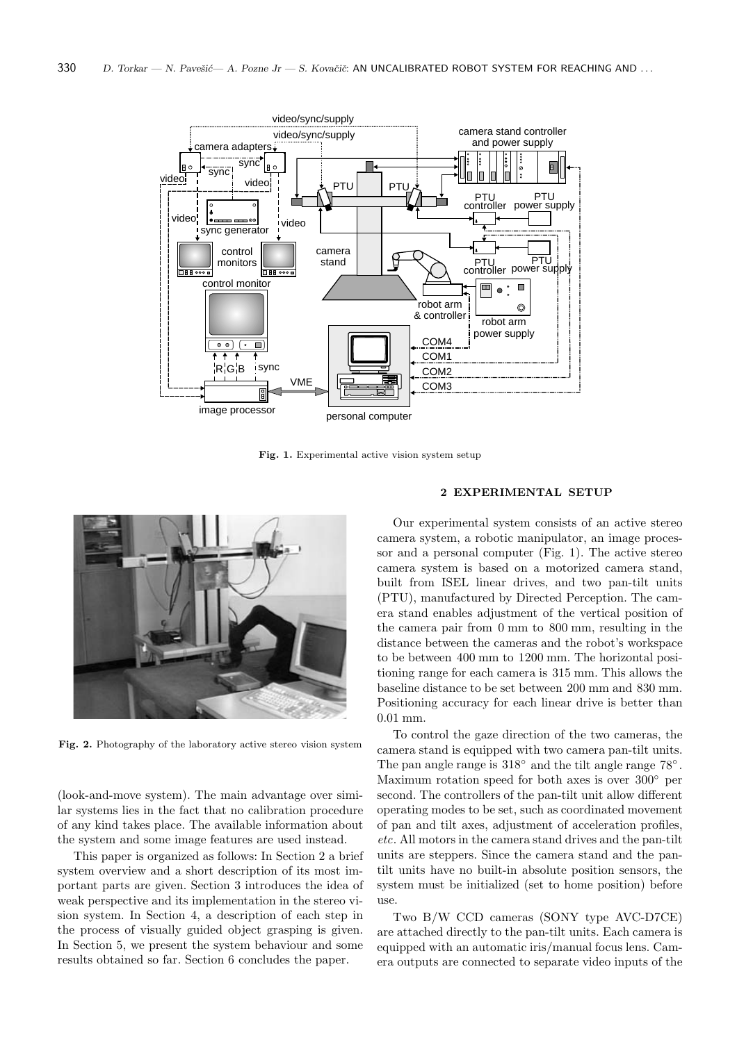**Fig. 1.** Experimental active vision system setup

**Fig. 2.** Photography of the laboratory active stereo vision system

(look-and-move system). The main advantage over similar systems lies in the fact that no calibration procedure of any kind takes place. The available information about the system and some image features are used instead.

This paper is organized as follows: In Section 2 a brief system overview and a short description of its most important parts are given. Section 3 introduces the idea of weak perspective and its implementation in the stereo vision system. In Section 4, a description of each step in the process of visually guided object grasping is given. In Section 5, we present the system behaviour and some results obtained so far. Section 6 concludes the paper.

## 2 EXPERIMENTAL SETUP

Our experimental system consists of an active stereo camera system, a robotic manipulator, an image processor and a personal computer (Fig. 1). The active stereo camera system is based on a motorized camera stand, built from ISEL linear drives, and two pan-tilt units (PTU), manufactured by Directed Perception. The camera stand enables adjustment of the vertical position of the camera pair from 0 mm to 800 mm, resulting in the distance between the cameras and the robot's workspace to be between 400 mm to 1200 mm. The horizontal positioning range for each camera is 315 mm. This allows the baseline distance to be set between 200 mm and 830 mm. Positioning accuracy for each linear drive is better than 0.01 mm.

To control the gaze direction of the two cameras, the camera stand is equipped with two camera pan-tilt units. The pan angle range is 318° and the tilt angle range 78°. Maximum rotation speed for both axes is over 300° per second. The controllers of the pan-tilt unit allow different operating modes to be set, such as coordinated movement of pan and tilt axes, adjustment of acceleration profiles, *etc.* All motors in the camera stand drives and the pan-tilt units are steppers. Since the camera stand and the pan-tilt units have no built-in absolute position sensors, the system must be initialized (set to home position) before use.

Two B/W CCD cameras (SONY type AVC-D7CE) are attached directly to the pan-tilt units. Each camera is equipped with an automatic iris/manual focus lens. Camera outputs are connected to separate video inputs of the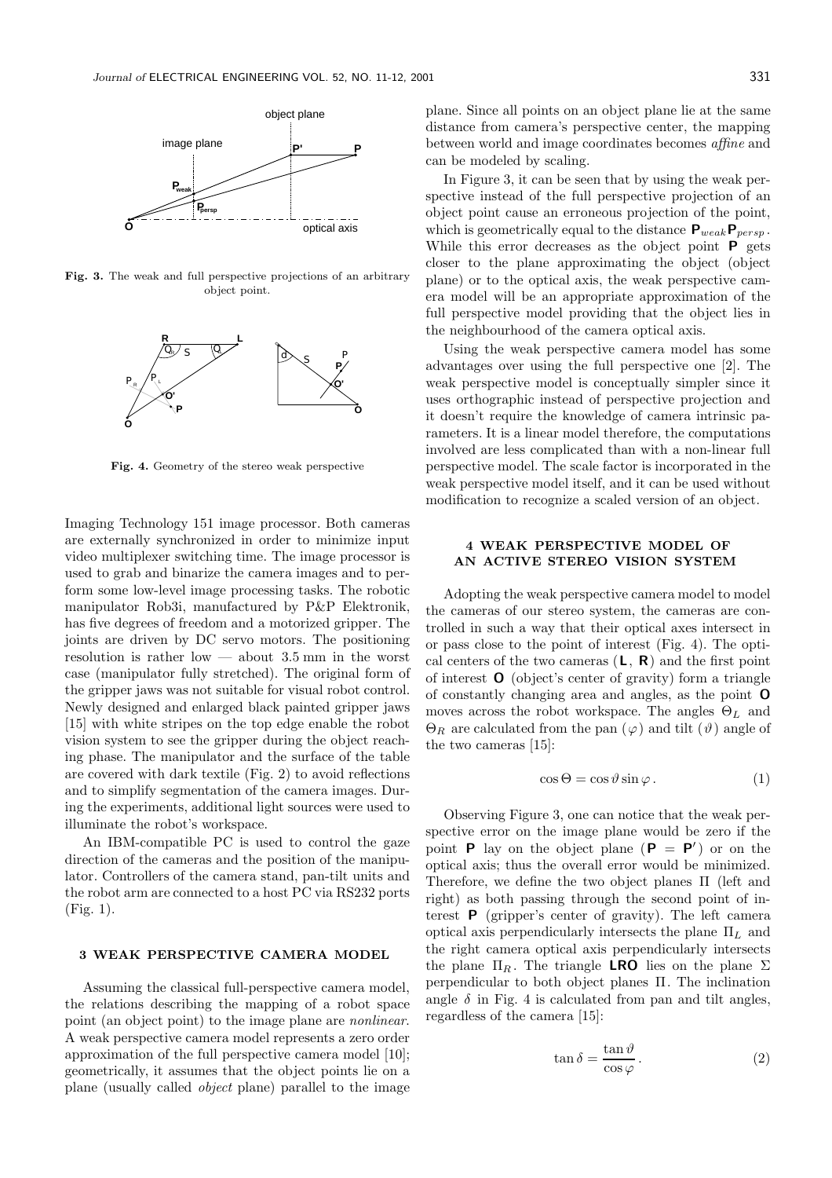Fig. 3. The weak and full perspective projections of an arbitrary object point.

Fig. 4. Geometry of the stereo weak perspective

Imaging Technology 151 image processor. Both cameras are externally synchronized in order to minimize input video multiplexer switching time. The image processor is used to grab and binarize the camera images and to perform some low-level image processing tasks. The robotic manipulator Rob3i, manufactured by P&P Elektronik, has five degrees of freedom and a motorized gripper. The joints are driven by DC servo motors. The positioning resolution is rather low — about 3.5 mm in the worst case (manipulator fully stretched). The original form of the gripper jaws was not suitable for visual robot control. Newly designed and enlarged black painted gripper jaws [15] with white stripes on the top edge enable the robot vision system to see the gripper during the object reaching phase. The manipulator and the surface of the table are covered with dark textile (Fig. 2) to avoid reflections and to simplify segmentation of the camera images. During the experiments, additional light sources were used to illuminate the robot's workspace.

An IBM-compatible PC is used to control the gaze direction of the cameras and the position of the manipulator. Controllers of the camera stand, pan-tilt units and the robot arm are connected to a host PC via RS232 ports (Fig. 1).

## 3 WEAK PERSPECTIVE CAMERA MODEL

Assuming the classical full-perspective camera model, the relations describing the mapping of a robot space point (an object point) to the image plane are *nonlinear*. A weak perspective camera model represents a zero order approximation of the full perspective camera model [10]; geometrically, it assumes that the object points lie on a plane (usually called *object* plane) parallel to the image plane. Since all points on an object plane lie at the same distance from camera's perspective center, the mapping between world and image coordinates becomes *affine* and can be modeled by scaling.

In Figure 3, it can be seen that by using the weak perspective instead of the full perspective projection of an object point cause an erroneous projection of the point, which is geometrically equal to the distance $\mathbf{P}_{weak}\mathbf{P}_{persp}$. While this error decreases as the object point $\mathbf{P}$ gets closer to the plane approximating the object (object plane) or to the optical axis, the weak perspective camera model will be an appropriate approximation of the full perspective model providing that the object lies in the neighbourhood of the camera optical axis.

Using the weak perspective camera model has some advantages over using the full perspective one [2]. The weak perspective model is conceptually simpler since it uses orthographic instead of perspective projection and it doesn't require the knowledge of camera intrinsic parameters. It is a linear model therefore, the computations involved are less complicated than with a non-linear full perspective model. The scale factor is incorporated in the weak perspective model itself, and it can be used without modification to recognize a scaled version of an object.

## 4 WEAK PERSPECTIVE MODEL OF AN ACTIVE STEREO VISION SYSTEM

Adopting the weak perspective camera model to model the cameras of our stereo system, the cameras are controlled in such a way that their optical axes intersect in or pass close to the point of interest (Fig. 4). The optical centers of the two cameras ($\mathbf{L}$, $\mathbf{R}$) and the first point of interest $\mathbf{O}$ (object's center of gravity) form a triangle of constantly changing area and angles, as the point $\mathbf{O}$ moves across the robot workspace. The angles $\Theta_L$ and $\Theta_R$ are calculated from the pan ($\varphi$) and tilt ($\vartheta$) angle of the two cameras [15]:

$$\cos\Theta = \cos\vartheta \sin\varphi\,. \tag{1}$$

Observing Figure 3, one can notice that the weak perspective error on the image plane would be zero if the point $\mathbf{P}$ lay on the object plane ($\mathbf{P} = \mathbf{P'}$) or on the optical axis; thus the overall error would be minimized. Therefore, we define the two object planes $\Pi$ (left and right) as both passing through the second point of interest $\mathbf{P}$ (gripper's center of gravity). The left camera optical axis perpendicularly intersects the plane $\Pi_L$ and the right camera optical axis perpendicularly intersects the plane $\Pi_R$. The triangle $\mathbf{LRO}$ lies on the plane $\Sigma$ perpendicular to both object planes $\Pi$. The inclination angle $\delta$ in Fig. 4 is calculated from pan and tilt angles, regardless of the camera [15]:

$$\tan\delta = \frac{\tan\vartheta}{\cos\varphi}\,. \tag{2}$$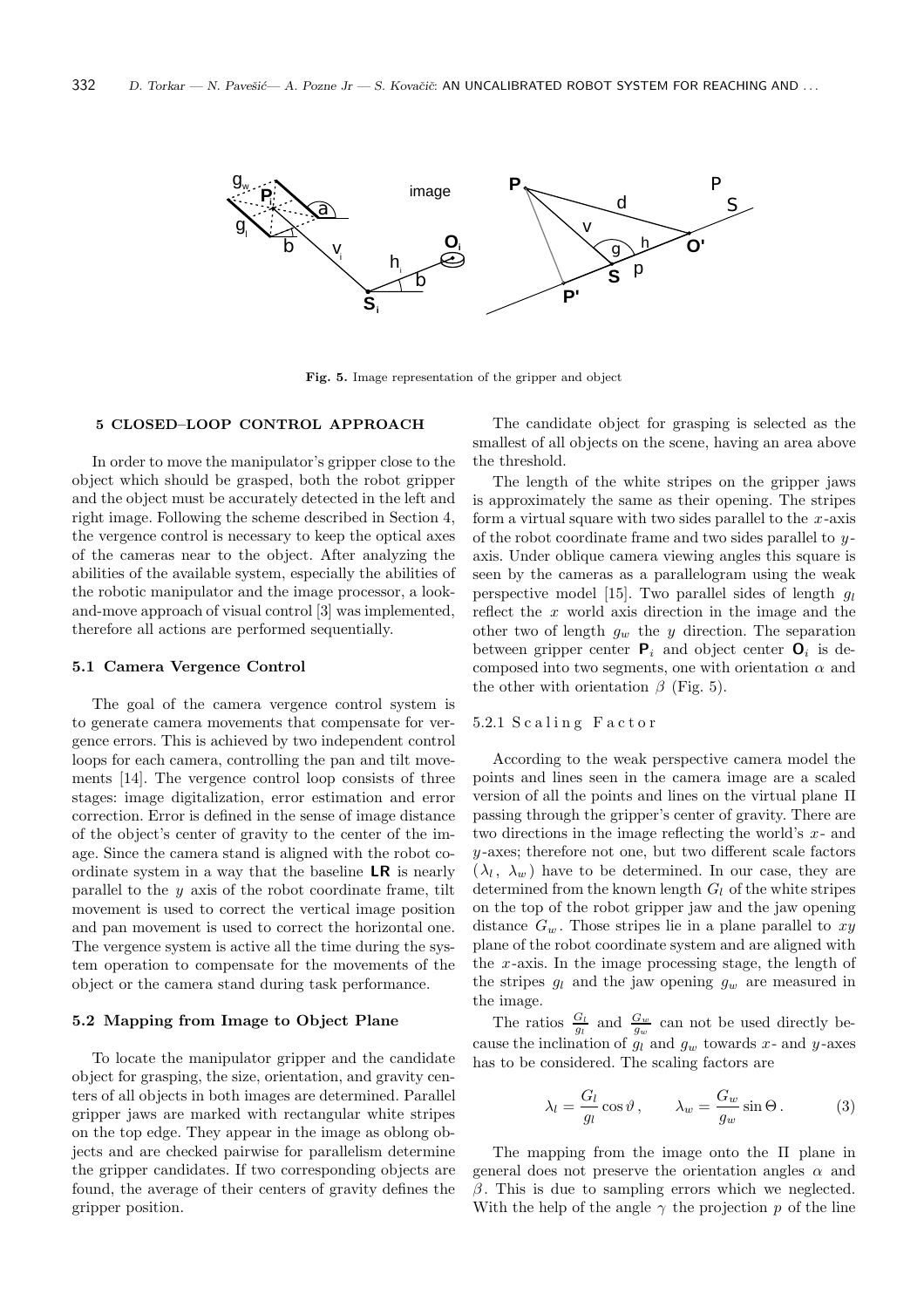**Fig. 5.** Image representation of the gripper and object

### 5 CLOSED–LOOP CONTROL APPROACH

In order to move the manipulator's gripper close to the object which should be grasped, both the robot gripper and the object must be accurately detected in the left and right image. Following the scheme described in Section 4, the vergence control is necessary to keep the optical axes of the cameras near to the object. After analyzing the abilities of the available system, especially the abilities of the robotic manipulator and the image processor, a look-and-move approach of visual control [3] was implemented, therefore all actions are performed sequentially.

#### 5.1 Camera Vergence Control

The goal of the camera vergence control system is to generate camera movements that compensate for vergence errors. This is achieved by two independent control loops for each camera, controlling the pan and tilt movements [14]. The vergence control loop consists of three stages: image digitalization, error estimation and error correction. Error is defined in the sense of image distance of the object's center of gravity to the center of the image. Since the camera stand is aligned with the robot coordinate system in a way that the baseline **LR** is nearly parallel to the $y$ axis of the robot coordinate frame, tilt movement is used to correct the vertical image position and pan movement is used to correct the horizontal one. The vergence system is active all the time during the system operation to compensate for the movements of the object or the camera stand during task performance.

#### 5.2 Mapping from Image to Object Plane

To locate the manipulator gripper and the candidate object for grasping, the size, orientation, and gravity centers of all objects in both images are determined. Parallel gripper jaws are marked with rectangular white stripes on the top edge. They appear in the image as oblong objects and are checked pairwise for parallelism determine the gripper candidates. If two corresponding objects are found, the average of their centers of gravity defines the gripper position.

The candidate object for grasping is selected as the smallest of all objects on the scene, having an area above the threshold.

The length of the white stripes on the gripper jaws is approximately the same as their opening. The stripes form a virtual square with two sides parallel to the $x$-axis of the robot coordinate frame and two sides parallel to $y$-axis. Under oblique camera viewing angles this square is seen by the cameras as a parallelogram using the weak perspective model [15]. Two parallel sides of length $g_l$ reflect the $x$ world axis direction in the image and the other two of length $g_w$ the $y$ direction. The separation between gripper center $\mathbf{P}_i$ and object center $\mathbf{O}_i$ is decomposed into two segments, one with orientation $\alpha$ and the other with orientation $\beta$ (Fig. 5).

##### 5.2.1 Scaling Factor

According to the weak perspective camera model the points and lines seen in the camera image are a scaled version of all the points and lines on the virtual plane $\Pi$ passing through the gripper's center of gravity. There are two directions in the image reflecting the world's $x$- and $y$-axes; therefore not one, but two different scale factors ($\lambda_l$, $\lambda_w$) have to be determined. In our case, they are determined from the known length $G_l$ of the white stripes on the top of the robot gripper jaw and the jaw opening distance $G_w$. Those stripes lie in a plane parallel to $xy$ plane of the robot coordinate system and are aligned with the $x$-axis. In the image processing stage, the length of the stripes $g_l$ and the jaw opening $g_w$ are measured in the image.

The ratios $\frac{G_l}{g_l}$ and $\frac{G_w}{g_w}$ can not be used directly because the inclination of $g_l$ and $g_w$ towards $x$- and $y$-axes has to be considered. The scaling factors are

$$\lambda_l = \frac{G_l}{g_l}\cos\vartheta\,, \qquad \lambda_w = \frac{G_w}{g_w}\sin\Theta\,. \tag{3}$$

The mapping from the image onto the $\Pi$ plane in general does not preserve the orientation angles $\alpha$ and $\beta$. This is due to sampling errors which we neglected. With the help of the angle $\gamma$ the projection $p$ of the line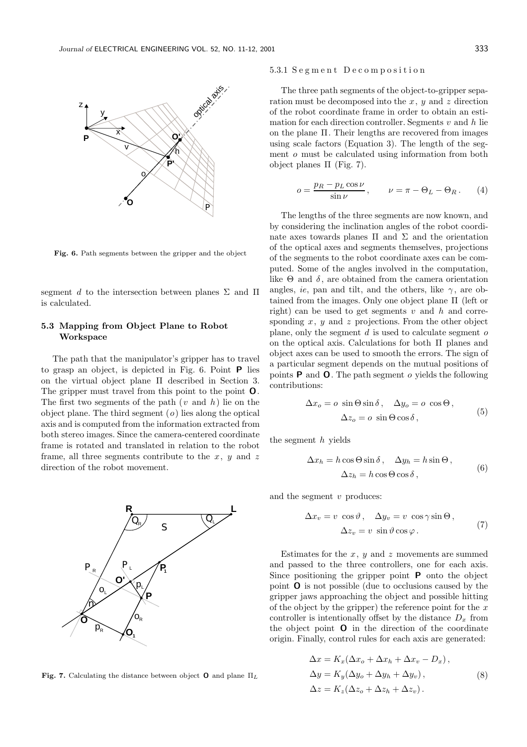Fig. 6. Path segments between the gripper and the object

segment $d$ to the intersection between planes $\Sigma$ and $\Pi$ is calculated.

### 5.3 Mapping from Object Plane to Robot Workspace

The path that the manipulator's gripper has to travel to grasp an object, is depicted in Fig. 6. Point **P** lies on the virtual object plane $\Pi$ described in Section 3. The gripper must travel from this point to the point **O**. The first two segments of the path ($v$ and $h$) lie on the object plane. The third segment ($o$) lies along the optical axis and is computed from the information extracted from both stereo images. Since the camera-centered coordinate frame is rotated and translated in relation to the robot frame, all three segments contribute to the $x$, $y$ and $z$ direction of the robot movement.

Fig. 7. Calculating the distance between object **O** and plane $\Pi_L$

#### 5.3.1 Segment Decomposition

The three path segments of the object-to-gripper separation must be decomposed into the $x$, $y$ and $z$ direction of the robot coordinate frame in order to obtain an estimation for each direction controller. Segments $v$ and $h$ lie on the plane $\Pi$. Their lengths are recovered from images using scale factors (Equation 3). The length of the segment $o$ must be calculated using information from both object planes $\Pi$ (Fig. 7).

$$o = \frac{p_R - p_L \cos\nu}{\sin\nu}, \qquad \nu = \pi - \Theta_L - \Theta_R. \tag{4}$$

The lengths of the three segments are now known, and by considering the inclination angles of the robot coordinate axes towards planes $\Pi$ and $\Sigma$ and the orientation of the optical axes and segments themselves, projections of the segments to the robot coordinate axes can be computed. Some of the angles involved in the computation, like $\Theta$ and $\delta$, are obtained from the camera orientation angles, *ie*, pan and tilt, and the others, like $\gamma$, are obtained from the images. Only one object plane $\Pi$ (left or right) can be used to get segments $v$ and $h$ and corresponding $x$, $y$ and $z$ projections. From the other object plane, only the segment $d$ is used to calculate segment $o$ on the optical axis. Calculations for both $\Pi$ planes and object axes can be used to smooth the errors. The sign of a particular segment depends on the mutual positions of points **P** and **O**. The path segment $o$ yields the following contributions:

$$\Delta x_o = o\ \sin\Theta\sin\delta, \quad \Delta y_o = o\ \cos\Theta, \quad \Delta z_o = o\ \sin\Theta\cos\delta, \tag{5}$$

the segment $h$ yields

$$\Delta x_h = h\cos\Theta\sin\delta, \quad \Delta y_h = h\sin\Theta, \quad \Delta z_h = h\cos\Theta\cos\delta, \tag{6}$$

and the segment $v$ produces:

$$\Delta x_v = v\ \cos\vartheta, \quad \Delta y_v = v\ \cos\gamma\sin\Theta, \quad \Delta z_v = v\ \sin\vartheta\cos\varphi. \tag{7}$$

Estimates for the $x$, $y$ and $z$ movements are summed and passed to the three controllers, one for each axis. Since positioning the gripper point **P** onto the object point **O** is not possible (due to occlusions caused by the gripper jaws approaching the object and possible hitting of the object by the gripper) the reference point for the $x$ controller is intentionally offset by the distance $D_x$ from the object point **O** in the direction of the coordinate origin. Finally, control rules for each axis are generated:

$$\begin{aligned}
\Delta x &= K_x(\Delta x_o + \Delta x_h + \Delta x_v - D_x), \\
\Delta y &= K_y(\Delta y_o + \Delta y_h + \Delta y_v), \\
\Delta z &= K_z(\Delta z_o + \Delta z_h + \Delta z_v).
\end{aligned} \tag{8}$$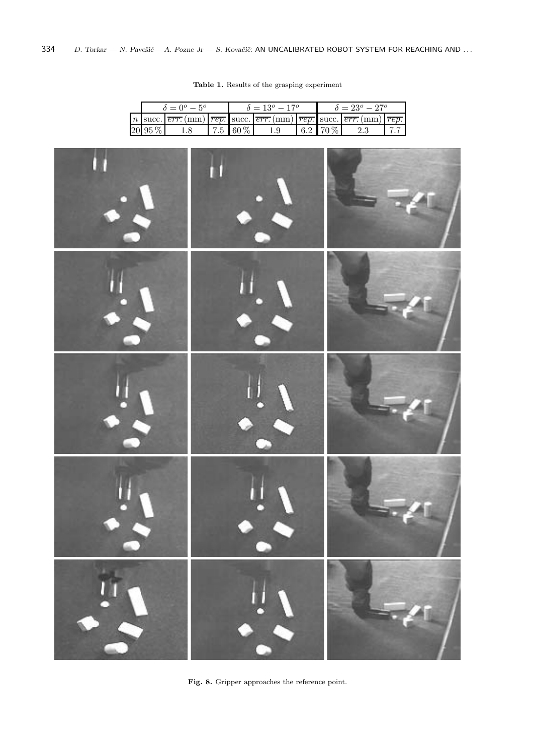**Table 1.** Results of the grasping experiment

| | $\delta = 0^o - 5^o$ | | | $\delta = 13^o - 17^o$ | | | $\delta = 23^o - 27^o$ | | |
|---|---|---|---|---|---|---|---|---|---|
| $n$ | succ. | $\overline{err.}$ (mm) | $\overline{rep.}$ | succ. | $\overline{err.}$ (mm) | $\overline{rep.}$ | succ. | $\overline{err.}$ (mm) | $\overline{rep.}$ |
| 20 | 95 % | 1.8 | 7.5 | 60 % | 1.9 | 6.2 | 70 % | 2.3 | 7.7 |

**Fig. 8.** Gripper approaches the reference point.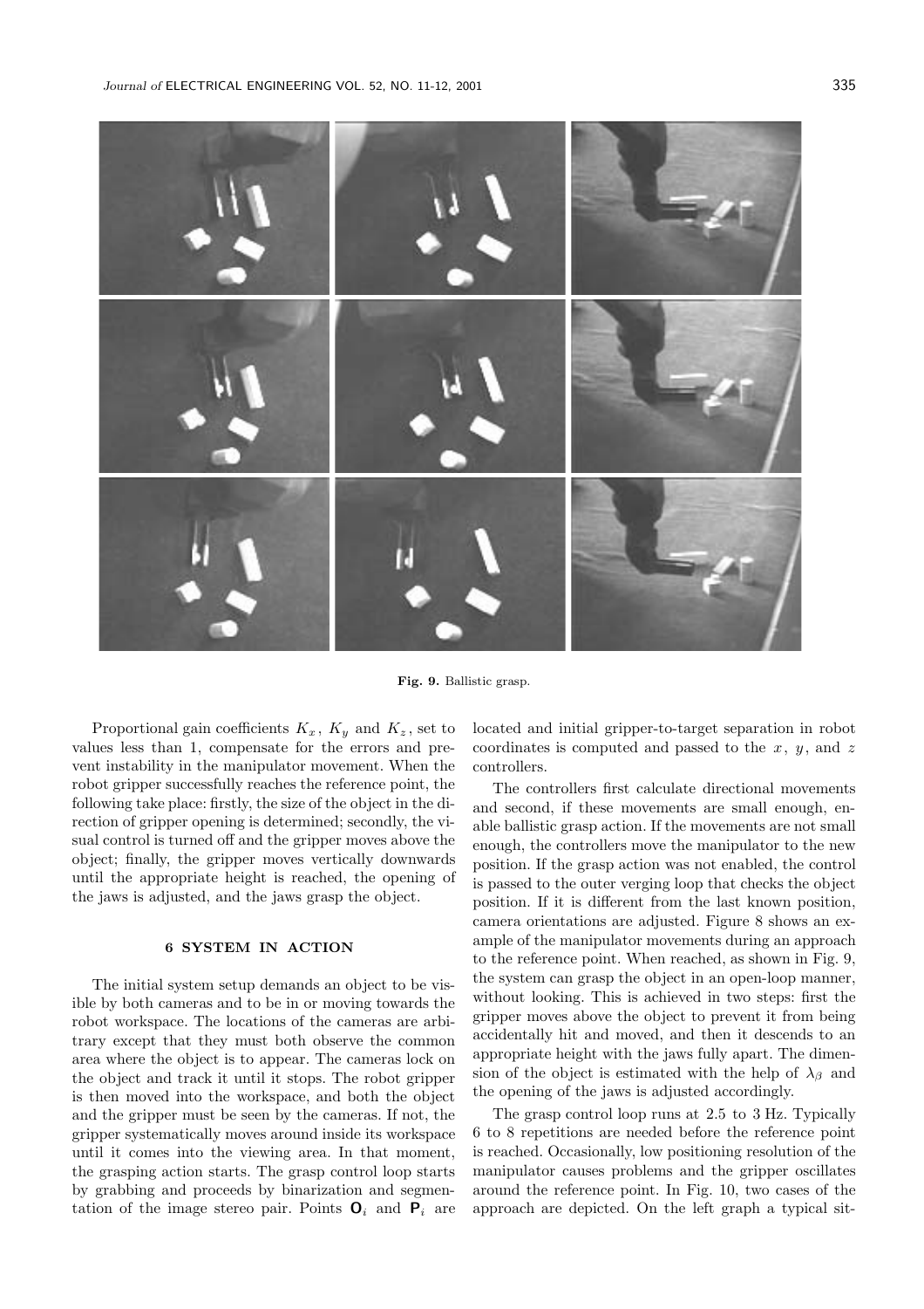**Fig. 9.** Ballistic grasp.

Proportional gain coefficients $K_x$, $K_y$ and $K_z$, set to values less than 1, compensate for the errors and prevent instability in the manipulator movement. When the robot gripper successfully reaches the reference point, the following take place: firstly, the size of the object in the direction of gripper opening is determined; secondly, the visual control is turned off and the gripper moves above the object; finally, the gripper moves vertically downwards until the appropriate height is reached, the opening of the jaws is adjusted, and the jaws grasp the object.

## 6 SYSTEM IN ACTION

The initial system setup demands an object to be visible by both cameras and to be in or moving towards the robot workspace. The locations of the cameras are arbitrary except that they must both observe the common area where the object is to appear. The cameras lock on the object and track it until it stops. The robot gripper is then moved into the workspace, and both the object and the gripper must be seen by the cameras. If not, the gripper systematically moves around inside its workspace until it comes into the viewing area. In that moment, the grasping action starts. The grasp control loop starts by grabbing and proceeds by binarization and segmentation of the image stereo pair. Points $\mathbf{O}_i$ and $\mathbf{P}_i$ are located and initial gripper-to-target separation in robot coordinates is computed and passed to the $x$, $y$, and $z$ controllers.

The controllers first calculate directional movements and second, if these movements are small enough, enable ballistic grasp action. If the movements are not small enough, the controllers move the manipulator to the new position. If the grasp action was not enabled, the control is passed to the outer verging loop that checks the object position. If it is different from the last known position, camera orientations are adjusted. Figure 8 shows an example of the manipulator movements during an approach to the reference point. When reached, as shown in Fig. 9, the system can grasp the object in an open-loop manner, without looking. This is achieved in two steps: first the gripper moves above the object to prevent it from being accidentally hit and moved, and then it descends to an appropriate height with the jaws fully apart. The dimension of the object is estimated with the help of $\lambda_\beta$ and the opening of the jaws is adjusted accordingly.

The grasp control loop runs at 2.5 to 3 Hz. Typically 6 to 8 repetitions are needed before the reference point is reached. Occasionally, low positioning resolution of the manipulator causes problems and the gripper oscillates around the reference point. In Fig. 10, two cases of the approach are depicted. On the left graph a typical sit-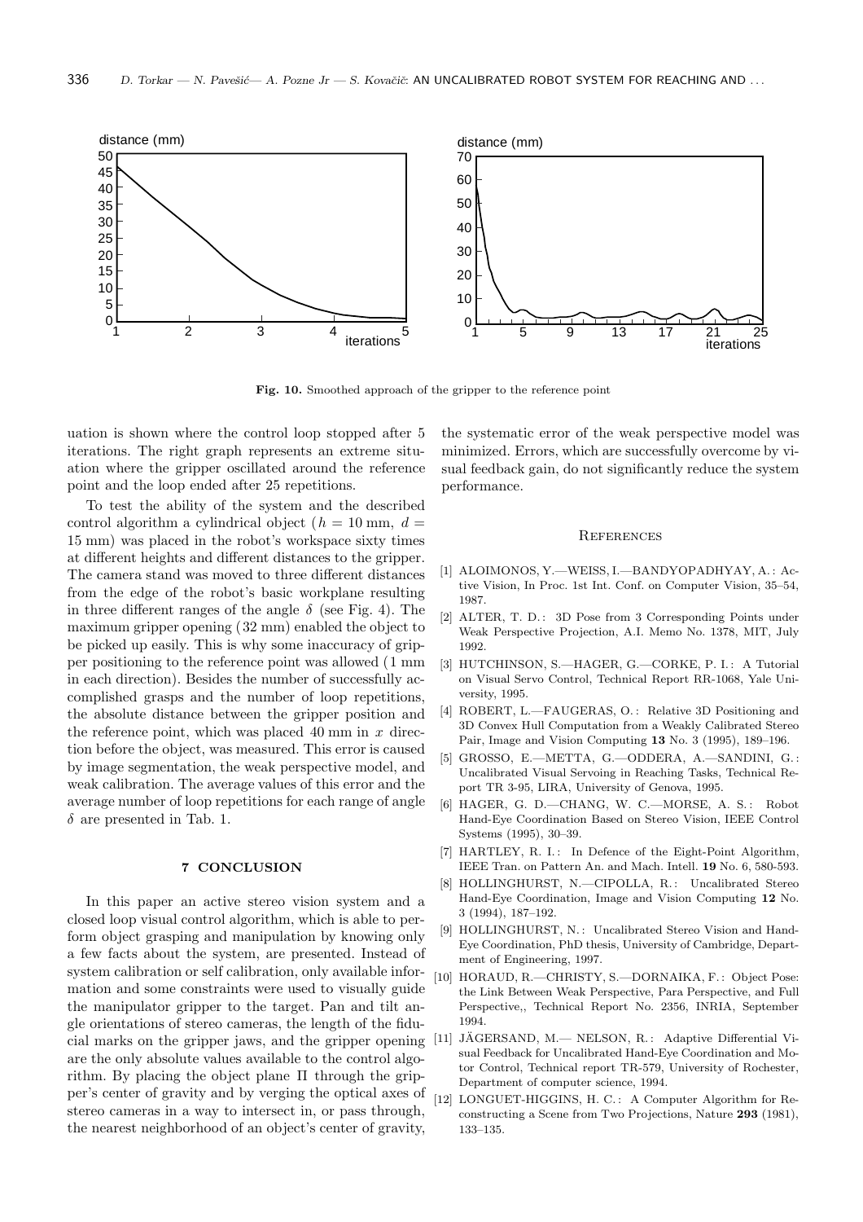Fig. 10. Smoothed approach of the gripper to the reference point

uation is shown where the control loop stopped after 5 iterations. The right graph represents an extreme situation where the gripper oscillated around the reference point and the loop ended after 25 repetitions.

To test the ability of the system and the described control algorithm a cylindrical object ($h = 10$ mm, $d = 15$ mm) was placed in the robot's workspace sixty times at different heights and different distances to the gripper. The camera stand was moved to three different distances from the edge of the robot's basic workplane resulting in three different ranges of the angle $\delta$ (see Fig. 4). The maximum gripper opening (32 mm) enabled the object to be picked up easily. This is why some inaccuracy of gripper positioning to the reference point was allowed (1 mm in each direction). Besides the number of successfully accomplished grasps and the number of loop repetitions, the absolute distance between the gripper position and the reference point, which was placed 40 mm in $x$ direction before the object, was measured. This error is caused by image segmentation, the weak perspective model, and weak calibration. The average values of this error and the average number of loop repetitions for each range of angle $\delta$ are presented in Tab. 1.

## 7 CONCLUSION

In this paper an active stereo vision system and a closed loop visual control algorithm, which is able to perform object grasping and manipulation by knowing only a few facts about the system, are presented. Instead of system calibration or self calibration, only available information and some constraints were used to visually guide the manipulator gripper to the target. Pan and tilt angle orientations of stereo cameras, the length of the fiducial marks on the gripper jaws, and the gripper opening are the only absolute values available to the control algorithm. By placing the object plane $\Pi$ through the gripper's center of gravity and by verging the optical axes of stereo cameras in a way to intersect in, or pass through, the nearest neighborhood of an object's center of gravity, the systematic error of the weak perspective model was minimized. Errors, which are successfully overcome by visual feedback gain, do not significantly reduce the system performance.

## REFERENCES

[1] ALOIMONOS, Y.—WEISS, I.—BANDYOPADHYAY, A.: Active Vision, In Proc. 1st Int. Conf. on Computer Vision, 35–54, 1987.

[2] ALTER, T. D.: 3D Pose from 3 Corresponding Points under Weak Perspective Projection, A.I. Memo No. 1378, MIT, July 1992.

[3] HUTCHINSON, S.—HAGER, G.—CORKE, P. I.: A Tutorial on Visual Servo Control, Technical Report RR-1068, Yale University, 1995.

[4] ROBERT, L.—FAUGERAS, O.: Relative 3D Positioning and 3D Convex Hull Computation from a Weakly Calibrated Stereo Pair, Image and Vision Computing **13** No. 3 (1995), 189–196.

[5] GROSSO, E.—METTA, G.—ODDERA, A.—SANDINI, G.: Uncalibrated Visual Servoing in Reaching Tasks, Technical Report TR 3-95, LIRA, University of Genova, 1995.

[6] HAGER, G. D.—CHANG, W. C.—MORSE, A. S.: Robot Hand-Eye Coordination Based on Stereo Vision, IEEE Control Systems (1995), 30–39.

[7] HARTLEY, R. I.: In Defence of the Eight-Point Algorithm, IEEE Tran. on Pattern An. and Mach. Intell. **19** No. 6, 580-593.

[8] HOLLINGHURST, N.—CIPOLLA, R.: Uncalibrated Stereo Hand-Eye Coordination, Image and Vision Computing **12** No. 3 (1994), 187–192.

[9] HOLLINGHURST, N.: Uncalibrated Stereo Vision and Hand-Eye Coordination, PhD thesis, University of Cambridge, Department of Engineering, 1997.

[10] HORAUD, R.—CHRISTY, S.—DORNAIKA, F.: Object Pose: the Link Between Weak Perspective, Para Perspective, and Full Perspective,, Technical Report No. 2356, INRIA, September 1994.

[11] JÄGERSAND, M.— NELSON, R.: Adaptive Differential Visual Feedback for Uncalibrated Hand-Eye Coordination and Motor Control, Technical report TR-579, University of Rochester, Department of computer science, 1994.

[12] LONGUET-HIGGINS, H. C.: A Computer Algorithm for Reconstructing a Scene from Two Projections, Nature **293** (1981), 133–135.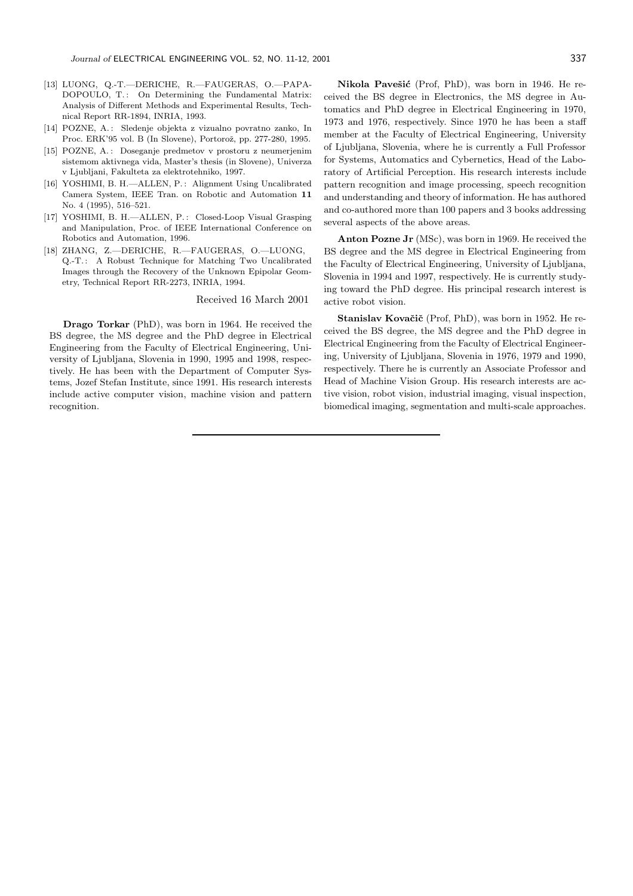[13] LUONG, Q.-T.—DERICHE, R.—FAUGERAS, O.—PAPADOPOULO, T.: On Determining the Fundamental Matrix: Analysis of Different Methods and Experimental Results, Technical Report RR-1894, INRIA, 1993.

[14] POZNE, A.: Sledenje objekta z vizualno povratno zanko, In Proc. ERK'95 vol. B (In Slovene), Portorož, pp. 277-280, 1995.

[15] POZNE, A.: Doseganje predmetov v prostoru z neumerjenim sistemom aktivnega vida, Master's thesis (in Slovene), Univerza v Ljubljani, Fakulteta za elektrotehniko, 1997.

[16] YOSHIMI, B. H.—ALLEN, P.: Alignment Using Uncalibrated Camera System, IEEE Tran. on Robotic and Automation **11** No. 4 (1995), 516–521.

[17] YOSHIMI, B. H.—ALLEN, P.: Closed-Loop Visual Grasping and Manipulation, Proc. of IEEE International Conference on Robotics and Automation, 1996.

[18] ZHANG, Z.—DERICHE, R.—FAUGERAS, O.—LUONG, Q.-T.: A Robust Technique for Matching Two Uncalibrated Images through the Recovery of the Unknown Epipolar Geometry, Technical Report RR-2273, INRIA, 1994.

Received 16 March 2001

**Drago Torkar** (PhD), was born in 1964. He received the BS degree, the MS degree and the PhD degree in Electrical Engineering from the Faculty of Electrical Engineering, University of Ljubljana, Slovenia in 1990, 1995 and 1998, respectively. He has been with the Department of Computer Systems, Jozef Stefan Institute, since 1991. His research interests include active computer vision, machine vision and pattern recognition.

**Nikola Pavešić** (Prof, PhD), was born in 1946. He received the BS degree in Electronics, the MS degree in Automatics and PhD degree in Electrical Engineering in 1970, 1973 and 1976, respectively. Since 1970 he has been a staff member at the Faculty of Electrical Engineering, University of Ljubljana, Slovenia, where he is currently a Full Professor for Systems, Automatics and Cybernetics, Head of the Laboratory of Artificial Perception. His research interests include pattern recognition and image processing, speech recognition and understanding and theory of information. He has authored and co-authored more than 100 papers and 3 books addressing several aspects of the above areas.

**Anton Pozne Jr** (MSc), was born in 1969. He received the BS degree and the MS degree in Electrical Engineering from the Faculty of Electrical Engineering, University of Ljubljana, Slovenia in 1994 and 1997, respectively. He is currently studying toward the PhD degree. His principal research interest is active robot vision.

**Stanislav Kovačič** (Prof, PhD), was born in 1952. He received the BS degree, the MS degree and the PhD degree in Electrical Engineering from the Faculty of Electrical Engineering, University of Ljubljana, Slovenia in 1976, 1979 and 1990, respectively. There he is currently an Associate Professor and Head of Machine Vision Group. His research interests are active vision, robot vision, industrial imaging, visual inspection, biomedical imaging, segmentation and multi-scale approaches.